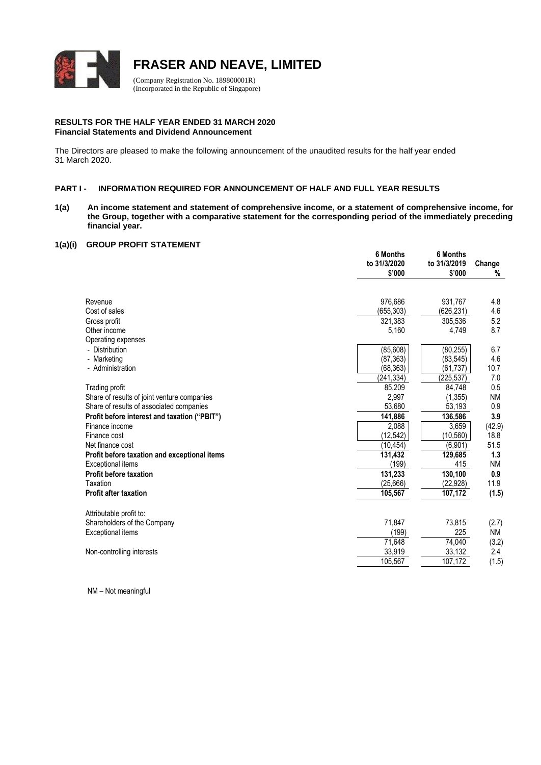# FRASER AND NEAVE, LIMITED

(Company Registration No. 189800001R)
(Incorporated in the Republic of Singapore)

**RESULTS FOR THE HALF YEAR ENDED 31 MARCH 2020**
**Financial Statements and Dividend Announcement**

The Directors are pleased to make the following announcement of the unaudited results for the half year ended 31 March 2020.

## PART I - INFORMATION REQUIRED FOR ANNOUNCEMENT OF HALF AND FULL YEAR RESULTS

**1(a) An income statement and statement of comprehensive income, or a statement of comprehensive income, for the Group, together with a comparative statement for the corresponding period of the immediately preceding financial year.**

### 1(a)(i) GROUP PROFIT STATEMENT

| | 6 Months to 31/3/2020 $'000 | 6 Months to 31/3/2019 $'000 | Change % |
|---|---|---|---|
| Revenue | 976,686 | 931,767 | 4.8 |
| Cost of sales | (655,303) | (626,231) | 4.6 |
| Gross profit | 321,383 | 305,536 | 5.2 |
| Other income | 5,160 | 4,749 | 8.7 |
| Operating expenses | | | |
| - Distribution | (85,608) | (80,255) | 6.7 |
| - Marketing | (87,363) | (83,545) | 4.6 |
| - Administration | (68,363) | (61,737) | 10.7 |
| | (241,334) | (225,537) | 7.0 |
| Trading profit | 85,209 | 84,748 | 0.5 |
| Share of results of joint venture companies | 2,997 | (1,355) | NM |
| Share of results of associated companies | 53,680 | 53,193 | 0.9 |
| **Profit before interest and taxation ("PBIT")** | **141,886** | **136,586** | **3.9** |
| Finance income | 2,088 | 3,659 | (42.9) |
| Finance cost | (12,542) | (10,560) | 18.8 |
| Net finance cost | (10,454) | (6,901) | 51.5 |
| **Profit before taxation and exceptional items** | **131,432** | **129,685** | **1.3** |
| Exceptional items | (199) | 415 | NM |
| **Profit before taxation** | **131,233** | **130,100** | **0.9** |
| Taxation | (25,666) | (22,928) | 11.9 |
| **Profit after taxation** | **105,567** | **107,172** | **(1.5)** |
| | | | |
| Attributable profit to: | | | |
| Shareholders of the Company | 71,847 | 73,815 | (2.7) |
| Exceptional items | (199) | 225 | NM |
| | 71,648 | 74,040 | (3.2) |
| Non-controlling interests | 33,919 | 33,132 | 2.4 |
| | 105,567 | 107,172 | (1.5) |

NM – Not meaningful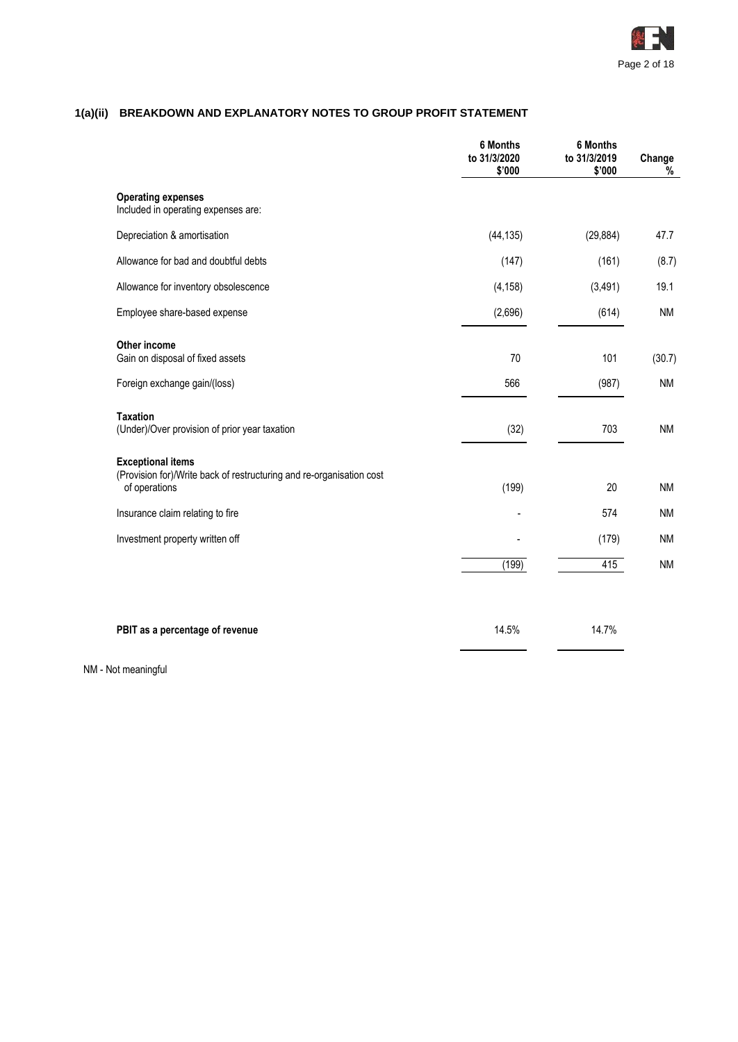## 1(a)(ii) BREAKDOWN AND EXPLANATORY NOTES TO GROUP PROFIT STATEMENT

| | 6 Months to 31/3/2020 $'000 | 6 Months to 31/3/2019 $'000 | Change % |
|---|---|---|---|
| **Operating expenses** | | | |
| Included in operating expenses are: | | | |
| Depreciation & amortisation | (44,135) | (29,884) | 47.7 |
| Allowance for bad and doubtful debts | (147) | (161) | (8.7) |
| Allowance for inventory obsolescence | (4,158) | (3,491) | 19.1 |
| Employee share-based expense | (2,696) | (614) | NM |
| **Other income** | | | |
| Gain on disposal of fixed assets | 70 | 101 | (30.7) |
| Foreign exchange gain/(loss) | 566 | (987) | NM |
| **Taxation** | | | |
| (Under)/Over provision of prior year taxation | (32) | 703 | NM |
| **Exceptional items** | | | |
| (Provision for)/Write back of restructuring and re-organisation cost of operations | (199) | 20 | NM |
| Insurance claim relating to fire | - | 574 | NM |
| Investment property written off | - | (179) | NM |
| | (199) | 415 | NM |
| **PBIT as a percentage of revenue** | 14.5% | 14.7% | |

NM - Not meaningful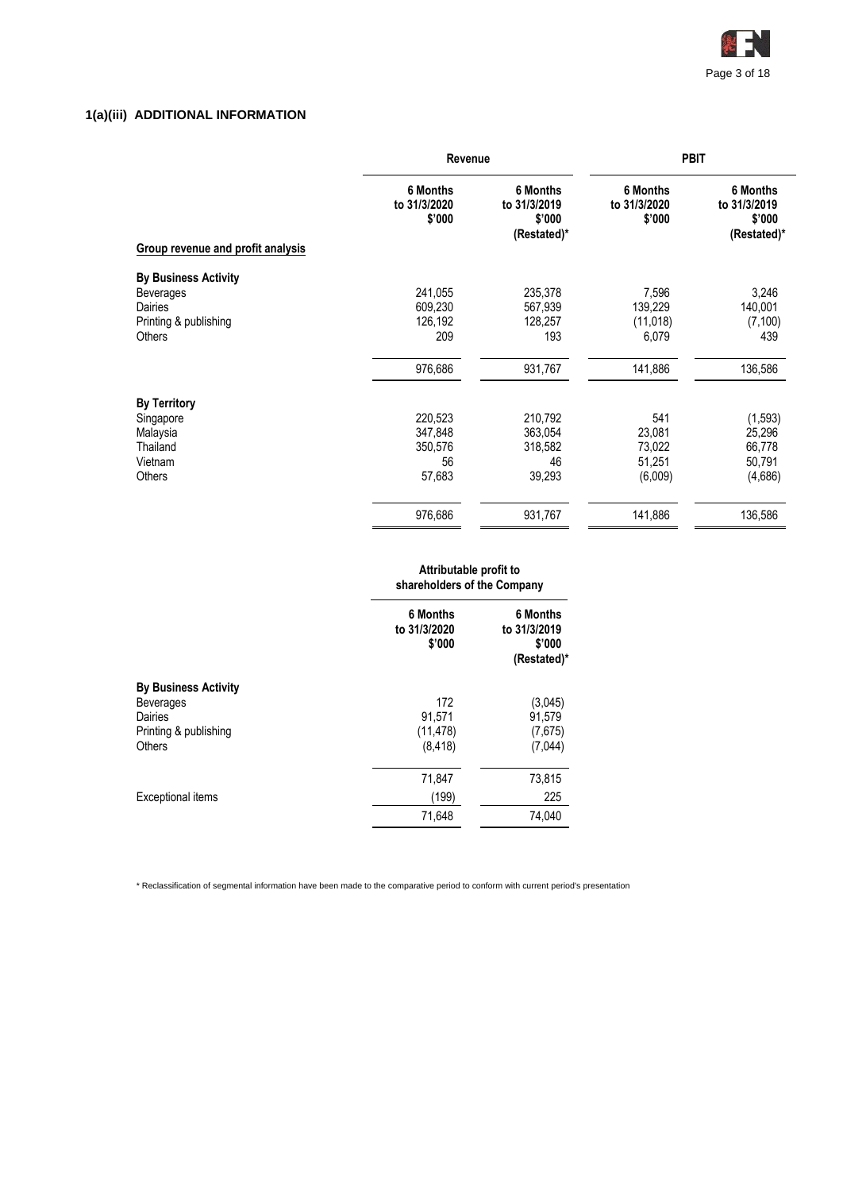### 1(a)(iii) ADDITIONAL INFORMATION

| | Revenue | | PBIT | |
|---|---|---|---|---|
| | 6 Months to 31/3/2020 $'000 | 6 Months to 31/3/2019 $'000 (Restated)* | 6 Months to 31/3/2020 $'000 | 6 Months to 31/3/2019 $'000 (Restated)* |
| **Group revenue and profit analysis** | | | | |
| **By Business Activity** | | | | |
| Beverages | 241,055 | 235,378 | 7,596 | 3,246 |
| Dairies | 609,230 | 567,939 | 139,229 | 140,001 |
| Printing & publishing | 126,192 | 128,257 | (11,018) | (7,100) |
| Others | 209 | 193 | 6,079 | 439 |
| | 976,686 | 931,767 | 141,886 | 136,586 |
| **By Territory** | | | | |
| Singapore | 220,523 | 210,792 | 541 | (1,593) |
| Malaysia | 347,848 | 363,054 | 23,081 | 25,296 |
| Thailand | 350,576 | 318,582 | 73,022 | 66,778 |
| Vietnam | 56 | 46 | 51,251 | 50,791 |
| Others | 57,683 | 39,293 | (6,009) | (4,686) |
| | 976,686 | 931,767 | 141,886 | 136,586 |

| | Attributable profit to shareholders of the Company | |
|---|---|---|
| | 6 Months to 31/3/2020 $'000 | 6 Months to 31/3/2019 $'000 (Restated)* |
| **By Business Activity** | | |
| Beverages | 172 | (3,045) |
| Dairies | 91,571 | 91,579 |
| Printing & publishing | (11,478) | (7,675) |
| Others | (8,418) | (7,044) |
| | 71,847 | 73,815 |
| Exceptional items | (199) | 225 |
| | 71,648 | 74,040 |

\* Reclassification of segmental information have been made to the comparative period to conform with current period's presentation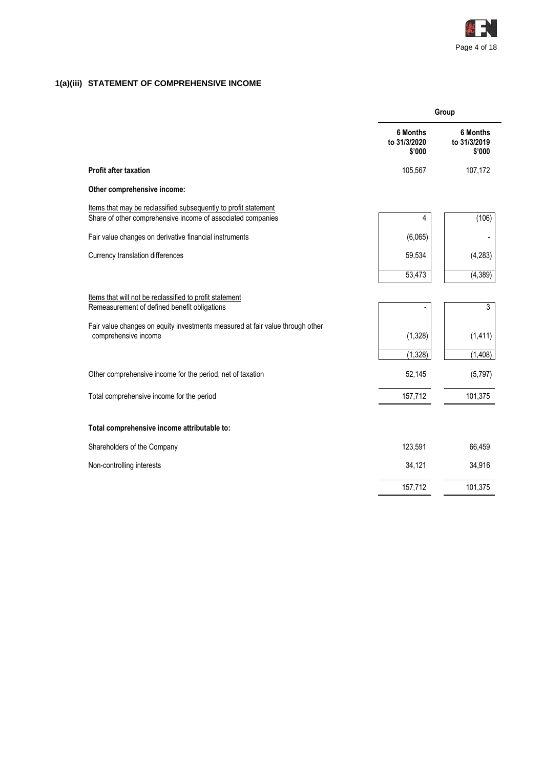## 1(a)(iii) STATEMENT OF COMPREHENSIVE INCOME

| | Group | |
|---|---|---|
| | **6 Months to 31/3/2020 $'000** | **6 Months to 31/3/2019 $'000** |
| **Profit after taxation** | 105,567 | 107,172 |
| **Other comprehensive income:** | | |
| Items that may be reclassified subsequently to profit statement | | |
| Share of other comprehensive income of associated companies | 4 | (106) |
| Fair value changes on derivative financial instruments | (6,065) | - |
| Currency translation differences | 59,534 | (4,283) |
| | 53,473 | (4,389) |
| Items that will not be reclassified to profit statement | | |
| Remeasurement of defined benefit obligations | - | 3 |
| Fair value changes on equity investments measured at fair value through other comprehensive income | (1,328) | (1,411) |
| | (1,328) | (1,408) |
| Other comprehensive income for the period, net of taxation | 52,145 | (5,797) |
| Total comprehensive income for the period | 157,712 | 101,375 |
| **Total comprehensive income attributable to:** | | |
| Shareholders of the Company | 123,591 | 66,459 |
| Non-controlling interests | 34,121 | 34,916 |
| | 157,712 | 101,375 |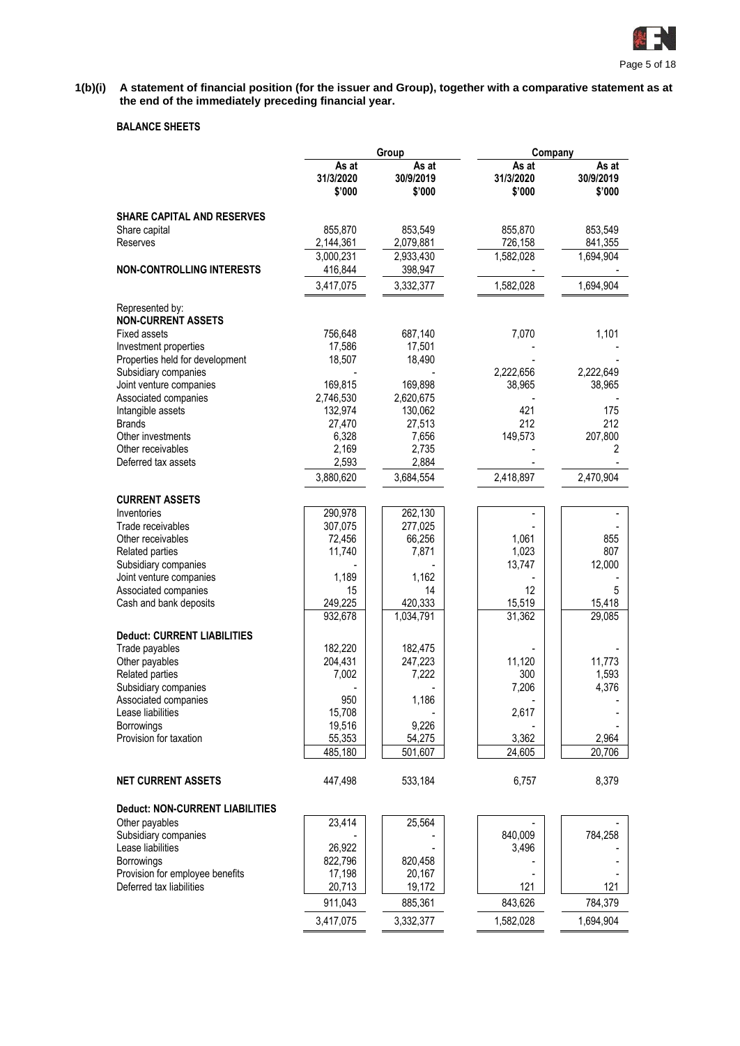**1(b)(i) A statement of financial position (for the issuer and Group), together with a comparative statement as at the end of the immediately preceding financial year.**

**BALANCE SHEETS**

| | Group | | Company | |
|---|---|---|---|---|
| | As at 31/3/2020 $'000 | As at 30/9/2019 $'000 | As at 31/3/2020 $'000 | As at 30/9/2019 $'000 |
| **SHARE CAPITAL AND RESERVES** | | | | |
| Share capital | 855,870 | 853,549 | 855,870 | 853,549 |
| Reserves | 2,144,361 | 2,079,881 | 726,158 | 841,355 |
| | 3,000,231 | 2,933,430 | 1,582,028 | 1,694,904 |
| **NON-CONTROLLING INTERESTS** | 416,844 | 398,947 | - | - |
| | 3,417,075 | 3,332,377 | 1,582,028 | 1,694,904 |
| Represented by: | | | | |
| **NON-CURRENT ASSETS** | | | | |
| Fixed assets | 756,648 | 687,140 | 7,070 | 1,101 |
| Investment properties | 17,586 | 17,501 | - | - |
| Properties held for development | 18,507 | 18,490 | - | - |
| Subsidiary companies | - | - | 2,222,656 | 2,222,649 |
| Joint venture companies | 169,815 | 169,898 | 38,965 | 38,965 |
| Associated companies | 2,746,530 | 2,620,675 | - | - |
| Intangible assets | 132,974 | 130,062 | 421 | 175 |
| Brands | 27,470 | 27,513 | 212 | 212 |
| Other investments | 6,328 | 7,656 | 149,573 | 207,800 |
| Other receivables | 2,169 | 2,735 | - | 2 |
| Deferred tax assets | 2,593 | 2,884 | - | - |
| | 3,880,620 | 3,684,554 | 2,418,897 | 2,470,904 |
| **CURRENT ASSETS** | | | | |
| Inventories | 290,978 | 262,130 | - | - |
| Trade receivables | 307,075 | 277,025 | - | - |
| Other receivables | 72,456 | 66,256 | 1,061 | 855 |
| Related parties | 11,740 | 7,871 | 1,023 | 807 |
| Subsidiary companies | - | - | 13,747 | 12,000 |
| Joint venture companies | 1,189 | 1,162 | - | - |
| Associated companies | 15 | 14 | 12 | 5 |
| Cash and bank deposits | 249,225 | 420,333 | 15,519 | 15,418 |
| | 932,678 | 1,034,791 | 31,362 | 29,085 |
| **Deduct: CURRENT LIABILITIES** | | | | |
| Trade payables | 182,220 | 182,475 | - | - |
| Other payables | 204,431 | 247,223 | 11,120 | 11,773 |
| Related parties | 7,002 | 7,222 | 300 | 1,593 |
| Subsidiary companies | - | - | 7,206 | 4,376 |
| Associated companies | 950 | 1,186 | - | - |
| Lease liabilities | 15,708 | - | 2,617 | - |
| Borrowings | 19,516 | 9,226 | - | - |
| Provision for taxation | 55,353 | 54,275 | 3,362 | 2,964 |
| | 485,180 | 501,607 | 24,605 | 20,706 |
| **NET CURRENT ASSETS** | 447,498 | 533,184 | 6,757 | 8,379 |
| **Deduct: NON-CURRENT LIABILITIES** | | | | |
| Other payables | 23,414 | 25,564 | - | - |
| Subsidiary companies | - | - | 840,009 | 784,258 |
| Lease liabilities | 26,922 | - | 3,496 | - |
| Borrowings | 822,796 | 820,458 | - | - |
| Provision for employee benefits | 17,198 | 20,167 | - | - |
| Deferred tax liabilities | 20,713 | 19,172 | 121 | 121 |
| | 911,043 | 885,361 | 843,626 | 784,379 |
| | 3,417,075 | 3,332,377 | 1,582,028 | 1,694,904 |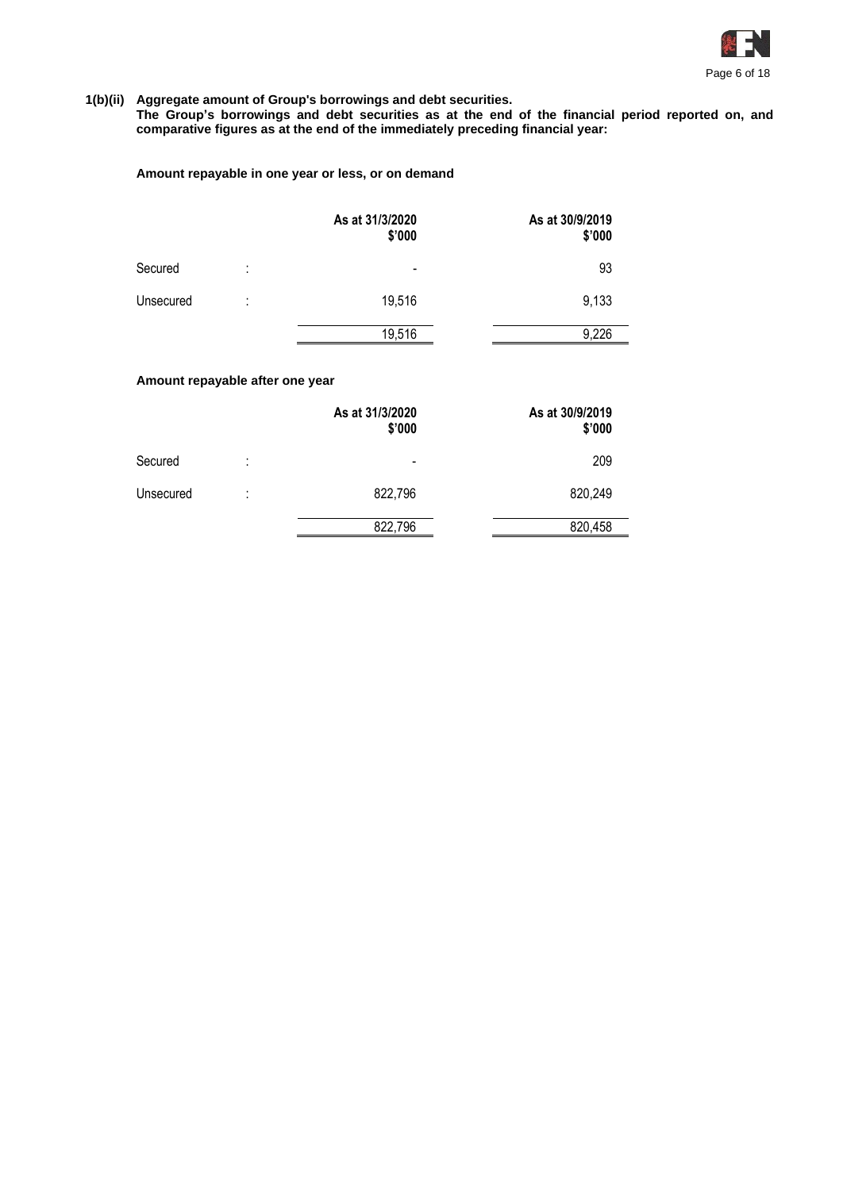**1(b)(ii) Aggregate amount of Group's borrowings and debt securities.**
**The Group's borrowings and debt securities as at the end of the financial period reported on, and comparative figures as at the end of the immediately preceding financial year:**

**Amount repayable in one year or less, or on demand**

| | | As at 31/3/2020 $'000 | As at 30/9/2019 $'000 |
|---|---|---|---|
| Secured | : | - | 93 |
| Unsecured | : | 19,516 | 9,133 |
| | | 19,516 | 9,226 |

**Amount repayable after one year**

| | | As at 31/3/2020 $'000 | As at 30/9/2019 $'000 |
|---|---|---|---|
| Secured | : | - | 209 |
| Unsecured | : | 822,796 | 820,249 |
| | | 822,796 | 820,458 |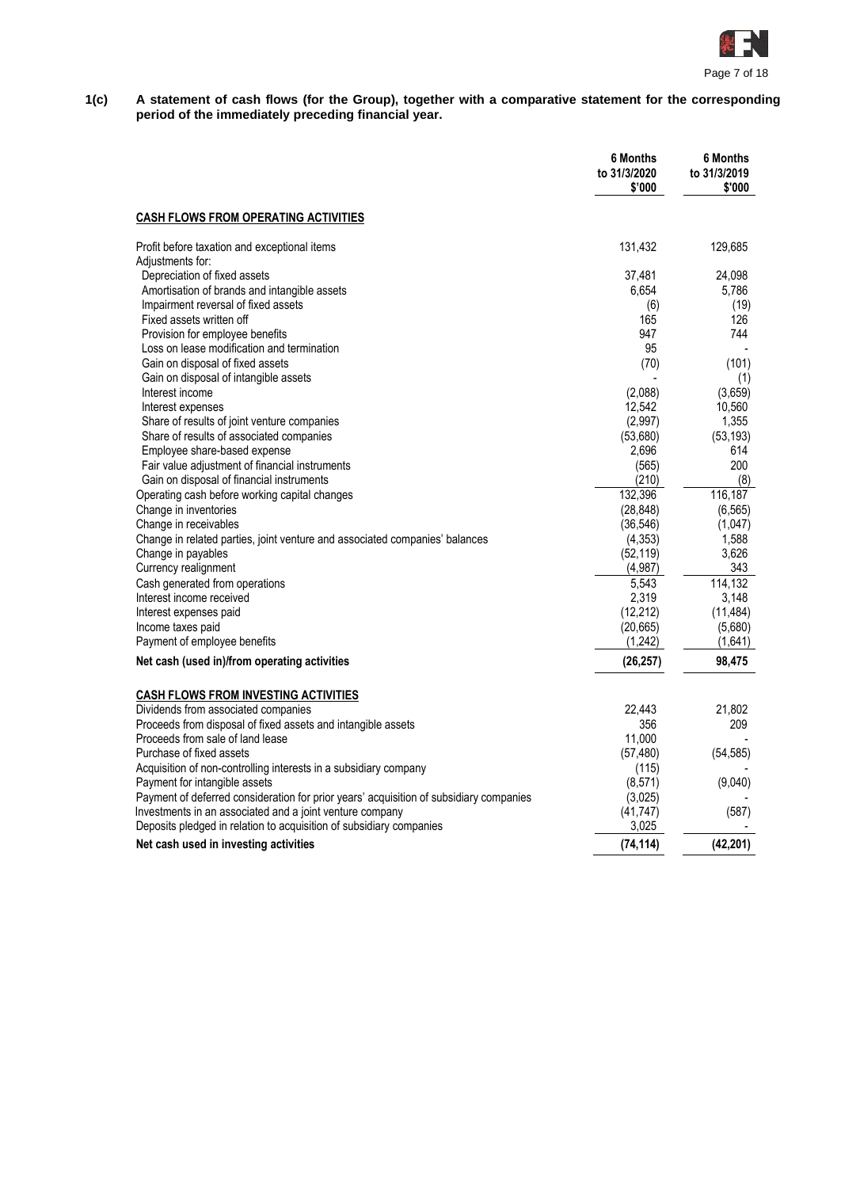**1(c) A statement of cash flows (for the Group), together with a comparative statement for the corresponding period of the immediately preceding financial year.**

| | 6 Months to 31/3/2020 $'000 | 6 Months to 31/3/2019 $'000 |
|---|---|---|
| **CASH FLOWS FROM OPERATING ACTIVITIES** | | |
| Profit before taxation and exceptional items | 131,432 | 129,685 |
| Adjustments for: | | |
| Depreciation of fixed assets | 37,481 | 24,098 |
| Amortisation of brands and intangible assets | 6,654 | 5,786 |
| Impairment reversal of fixed assets | (6) | (19) |
| Fixed assets written off | 165 | 126 |
| Provision for employee benefits | 947 | 744 |
| Loss on lease modification and termination | 95 | - |
| Gain on disposal of fixed assets | (70) | (101) |
| Gain on disposal of intangible assets | - | (1) |
| Interest income | (2,088) | (3,659) |
| Interest expenses | 12,542 | 10,560 |
| Share of results of joint venture companies | (2,997) | 1,355 |
| Share of results of associated companies | (53,680) | (53,193) |
| Employee share-based expense | 2,696 | 614 |
| Fair value adjustment of financial instruments | (565) | 200 |
| Gain on disposal of financial instruments | (210) | (8) |
| Operating cash before working capital changes | 132,396 | 116,187 |
| Change in inventories | (28,848) | (6,565) |
| Change in receivables | (36,546) | (1,047) |
| Change in related parties, joint venture and associated companies' balances | (4,353) | 1,588 |
| Change in payables | (52,119) | 3,626 |
| Currency realignment | (4,987) | 343 |
| Cash generated from operations | 5,543 | 114,132 |
| Interest income received | 2,319 | 3,148 |
| Interest expenses paid | (12,212) | (11,484) |
| Income taxes paid | (20,665) | (5,680) |
| Payment of employee benefits | (1,242) | (1,641) |
| **Net cash (used in)/from operating activities** | **(26,257)** | **98,475** |
| **CASH FLOWS FROM INVESTING ACTIVITIES** | | |
| Dividends from associated companies | 22,443 | 21,802 |
| Proceeds from disposal of fixed assets and intangible assets | 356 | 209 |
| Proceeds from sale of land lease | 11,000 | - |
| Purchase of fixed assets | (57,480) | (54,585) |
| Acquisition of non-controlling interests in a subsidiary company | (115) | - |
| Payment for intangible assets | (8,571) | (9,040) |
| Payment of deferred consideration for prior years' acquisition of subsidiary companies | (3,025) | - |
| Investments in an associated and a joint venture company | (41,747) | (587) |
| Deposits pledged in relation to acquisition of subsidiary companies | 3,025 | - |
| **Net cash used in investing activities** | **(74,114)** | **(42,201)** |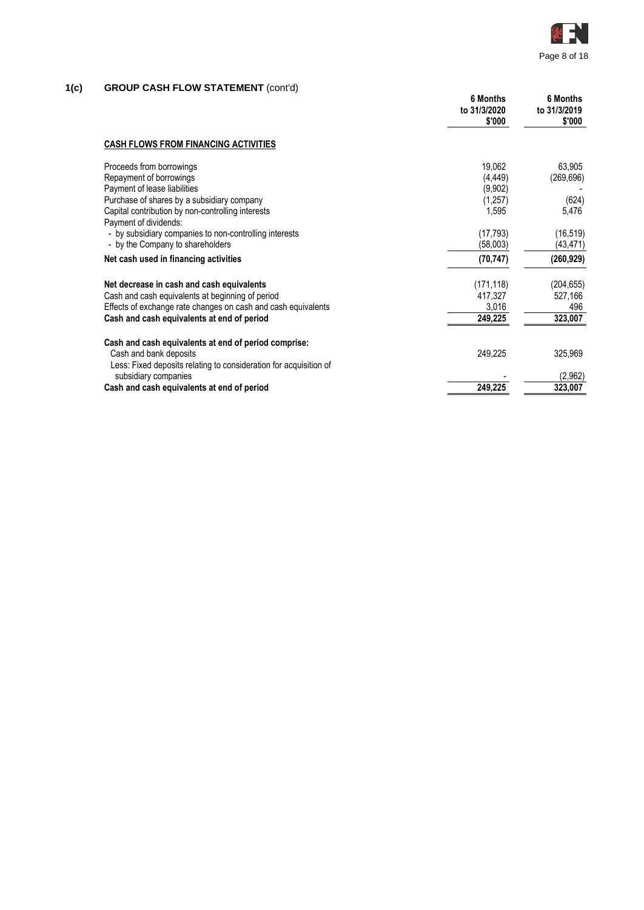## 1(c) GROUP CASH FLOW STATEMENT (cont'd)

| | 6 Months to 31/3/2020 $'000 | 6 Months to 31/3/2019 $'000 |
|---|---|---|
| **CASH FLOWS FROM FINANCING ACTIVITIES** | | |
| Proceeds from borrowings | 19,062 | 63,905 |
| Repayment of borrowings | (4,449) | (269,696) |
| Payment of lease liabilities | (9,902) | - |
| Purchase of shares by a subsidiary company | (1,257) | (624) |
| Capital contribution by non-controlling interests | 1,595 | 5,476 |
| Payment of dividends: | | |
| - by subsidiary companies to non-controlling interests | (17,793) | (16,519) |
| - by the Company to shareholders | (58,003) | (43,471) |
| **Net cash used in financing activities** | **(70,747)** | **(260,929)** |
| | | |
| **Net decrease in cash and cash equivalents** | (171,118) | (204,655) |
| Cash and cash equivalents at beginning of period | 417,327 | 527,166 |
| Effects of exchange rate changes on cash and cash equivalents | 3,016 | 496 |
| **Cash and cash equivalents at end of period** | **249,225** | **323,007** |
| | | |
| **Cash and cash equivalents at end of period comprise:** | | |
| Cash and bank deposits | 249,225 | 325,969 |
| Less: Fixed deposits relating to consideration for acquisition of subsidiary companies | - | (2,962) |
| **Cash and cash equivalents at end of period** | **249,225** | **323,007** |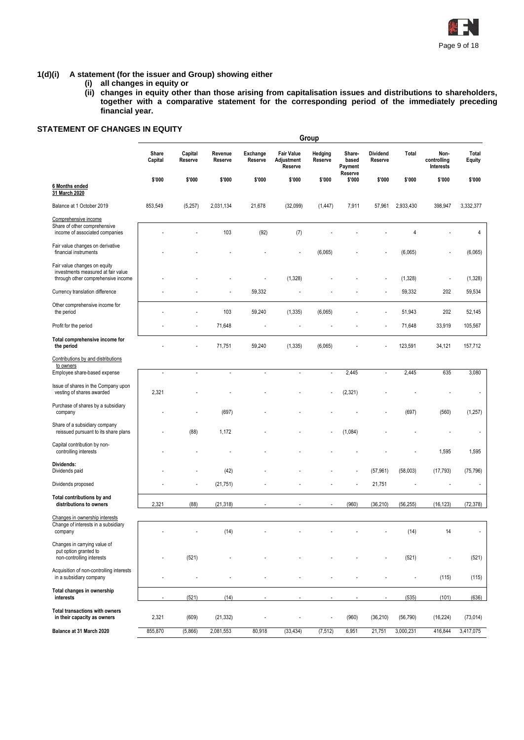**1(d)(i) A statement (for the issuer and Group) showing either**

**(i) all changes in equity or**

**(ii) changes in equity other than those arising from capitalisation issues and distributions to shareholders, together with a comparative statement for the corresponding period of the immediately preceding financial year.**

## STATEMENT OF CHANGES IN EQUITY

| | Group | | | | | | | | | | |
|---|---|---|---|---|---|---|---|---|---|---|---|
| | **Share Capital** | **Capital Reserve** | **Revenue Reserve** | **Exchange Reserve** | **Fair Value Adjustment Reserve** | **Hedging Reserve** | **Share-based Payment Reserve** | **Dividend Reserve** | **Total** | **Non-controlling Interests** | **Total Equity** |
| **6 Months ended 31 March 2020** | **$'000** | **$'000** | **$'000** | **$'000** | **$'000** | **$'000** | **$'000** | **$'000** | **$'000** | **$'000** | **$'000** |
| Balance at 1 October 2019 | 853,549 | (5,257) | 2,031,134 | 21,678 | (32,099) | (1,447) | 7,911 | 57,961 | 2,933,430 | 398,947 | 3,332,377 |
| Comprehensive income | | | | | | | | | | | |
| Share of other comprehensive income of associated companies | - | - | 103 | (92) | (7) | - | - | - | 4 | - | 4 |
| Fair value changes on derivative financial instruments | - | - | - | - | - | (6,065) | - | - | (6,065) | - | (6,065) |
| Fair value changes on equity investments measured at fair value through other comprehensive income | - | - | - | - | (1,328) | - | - | - | (1,328) | - | (1,328) |
| Currency translation difference | - | - | - | 59,332 | - | - | - | - | 59,332 | 202 | 59,534 |
| Other comprehensive income for the period | - | - | 103 | 59,240 | (1,335) | (6,065) | - | - | 51,943 | 202 | 52,145 |
| Profit for the period | - | - | 71,648 | - | - | - | - | - | 71,648 | 33,919 | 105,567 |
| **Total comprehensive income for the period** | - | - | 71,751 | 59,240 | (1,335) | (6,065) | - | - | 123,591 | 34,121 | 157,712 |
| Contributions by and distributions to owners | | | | | | | | | | | |
| Employee share-based expense | - | - | - | - | - | - | 2,445 | - | 2,445 | 635 | 3,080 |
| Issue of shares in the Company upon vesting of shares awarded | 2,321 | - | - | - | - | - | (2,321) | - | - | - | - |
| Purchase of shares by a subsidiary company | - | - | (697) | - | - | - | - | - | (697) | (560) | (1,257) |
| Share of a subsidiary company reissued pursuant to its share plans | - | (88) | 1,172 | - | - | - | (1,084) | - | - | - | - |
| Capital contribution by non-controlling interests | - | - | - | - | - | - | - | - | - | 1,595 | 1,595 |
| **Dividends:** | | | | | | | | | | | |
| Dividends paid | - | - | (42) | - | - | - | - | (57,961) | (58,003) | (17,793) | (75,796) |
| Dividends proposed | - | - | (21,751) | - | - | - | - | 21,751 | - | - | - |
| **Total contributions by and distributions to owners** | 2,321 | (88) | (21,318) | - | - | - | (960) | (36,210) | (56,255) | (16,123) | (72,378) |
| Changes in ownership interests | | | | | | | | | | | |
| Change of interests in a subsidiary company | - | - | (14) | - | - | - | - | - | (14) | 14 | - |
| Changes in carrying value of put option granted to non-controlling interests | - | (521) | - | - | - | - | - | - | (521) | - | (521) |
| Acquisition of non-controlling interests in a subsidiary company | - | - | - | - | - | - | - | - | - | (115) | (115) |
| **Total changes in ownership interests** | - | (521) | (14) | - | - | - | - | - | (535) | (101) | (636) |
| **Total transactions with owners in their capacity as owners** | 2,321 | (609) | (21,332) | - | - | - | (960) | (36,210) | (56,790) | (16,224) | (73,014) |
| **Balance at 31 March 2020** | 855,870 | (5,866) | 2,081,553 | 80,918 | (33,434) | (7,512) | 6,951 | 21,751 | 3,000,231 | 416,844 | 3,417,075 |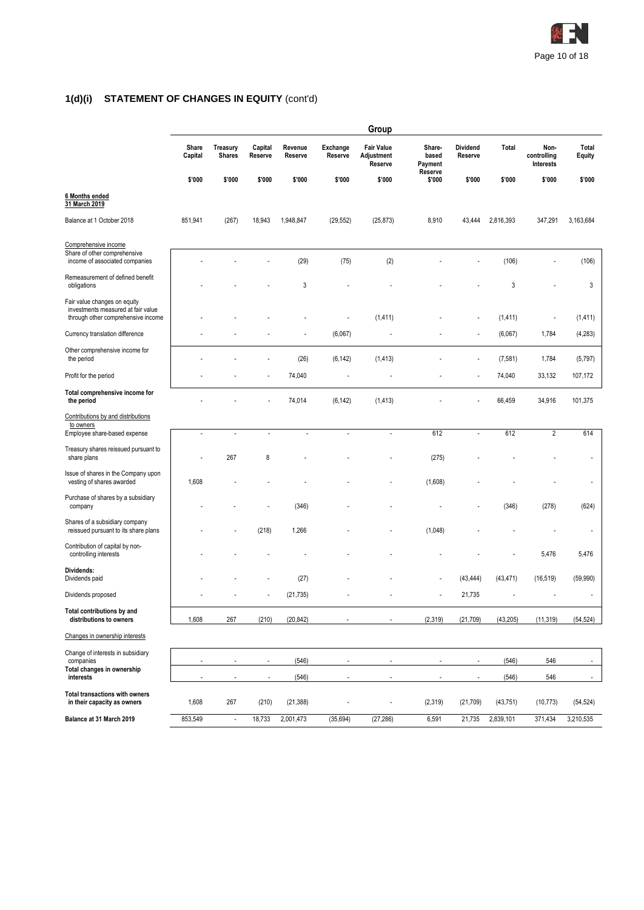## 1(d)(i) STATEMENT OF CHANGES IN EQUITY (cont'd)

| | Group | | | | | | | | | | |
|---|---|---|---|---|---|---|---|---|---|---|---|
| | Share Capital | Treasury Shares | Capital Reserve | Revenue Reserve | Exchange Reserve | Fair Value Adjustment Reserve | Share-based Payment Reserve | Dividend Reserve | Total | Non-controlling Interests | Total Equity |
| | $'000 | $'000 | $'000 | $'000 | $'000 | $'000 | $'000 | $'000 | $'000 | $'000 | $'000 |
| **6 Months ended 31 March 2019** | | | | | | | | | | | |
| Balance at 1 October 2018 | 851,941 | (267) | 18,943 | 1,948,847 | (29,552) | (25,873) | 8,910 | 43,444 | 2,816,393 | 347,291 | 3,163,684 |
| Comprehensive income | | | | | | | | | | | |
| Share of other comprehensive income of associated companies | - | - | - | (29) | (75) | (2) | - | - | (106) | - | (106) |
| Remeasurement of defined benefit obligations | - | - | - | 3 | - | - | - | - | 3 | - | 3 |
| Fair value changes on equity investments measured at fair value through other comprehensive income | - | - | - | - | - | (1,411) | - | - | (1,411) | - | (1,411) |
| Currency translation difference | - | - | - | - | (6,067) | - | - | - | (6,067) | 1,784 | (4,283) |
| Other comprehensive income for the period | - | - | - | (26) | (6,142) | (1,413) | - | - | (7,581) | 1,784 | (5,797) |
| Profit for the period | - | - | - | 74,040 | - | - | - | - | 74,040 | 33,132 | 107,172 |
| **Total comprehensive income for the period** | - | - | - | 74,014 | (6,142) | (1,413) | - | - | 66,459 | 34,916 | 101,375 |
| Contributions by and distributions to owners | | | | | | | | | | | |
| Employee share-based expense | - | - | - | - | - | - | 612 | - | 612 | 2 | 614 |
| Treasury shares reissued pursuant to share plans | - | 267 | 8 | - | - | - | (275) | - | - | - | - |
| Issue of shares in the Company upon vesting of shares awarded | 1,608 | - | - | - | - | - | (1,608) | - | - | - | - |
| Purchase of shares by a subsidiary company | - | - | - | (346) | - | - | - | - | (346) | (278) | (624) |
| Shares of a subsidiary company reissued pursuant to its share plans | - | - | (218) | 1,266 | - | - | (1,048) | - | - | - | - |
| Contribution of capital by non-controlling interests | - | - | - | - | - | - | - | - | - | 5,476 | 5,476 |
| **Dividends:** | | | | | | | | | | | |
| Dividends paid | - | - | - | (27) | - | - | - | (43,444) | (43,471) | (16,519) | (59,990) |
| Dividends proposed | - | - | - | (21,735) | - | - | - | 21,735 | - | - | - |
| **Total contributions by and distributions to owners** | 1,608 | 267 | (210) | (20,842) | - | - | (2,319) | (21,709) | (43,205) | (11,319) | (54,524) |
| Changes in ownership interests | | | | | | | | | | | |
| Change of interests in subsidiary companies | - | - | - | (546) | - | - | - | - | (546) | 546 | - |
| **Total changes in ownership interests** | - | - | - | (546) | - | - | - | - | (546) | 546 | - |
| **Total transactions with owners in their capacity as owners** | 1,608 | 267 | (210) | (21,388) | - | - | (2,319) | (21,709) | (43,751) | (10,773) | (54,524) |
| **Balance at 31 March 2019** | 853,549 | - | 18,733 | 2,001,473 | (35,694) | (27,286) | 6,591 | 21,735 | 2,839,101 | 371,434 | 3,210,535 |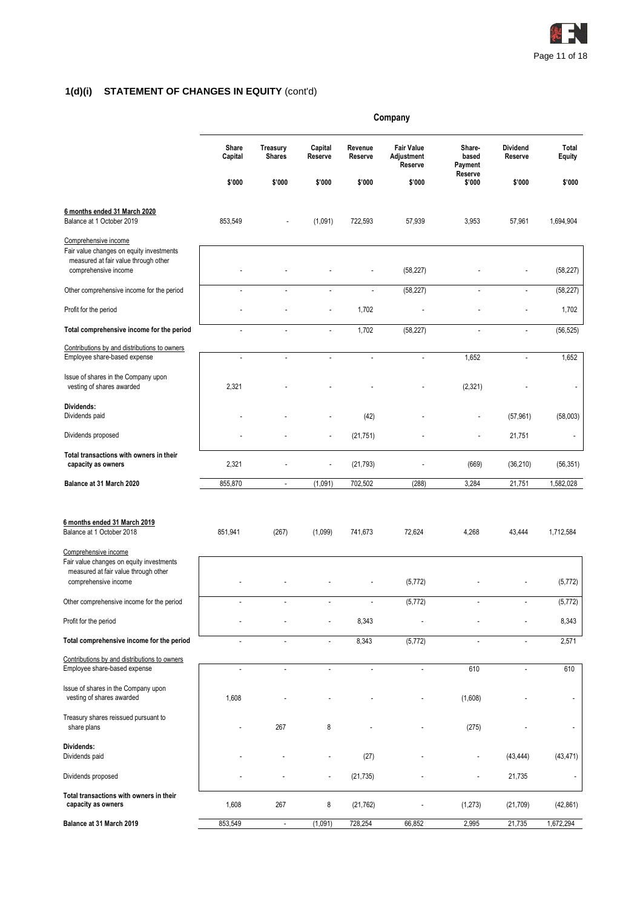## 1(d)(i) STATEMENT OF CHANGES IN EQUITY (cont'd)

| | Company | | | | | | | |
|---|---|---|---|---|---|---|---|---|
| | Share Capital | Treasury Shares | Capital Reserve | Revenue Reserve | Fair Value Adjustment Reserve | Share-based Payment Reserve | Dividend Reserve | Total Equity |
| | $'000 | $'000 | $'000 | $'000 | $'000 | $'000 | $'000 | $'000 |
| **6 months ended 31 March 2020** | | | | | | | | |
| Balance at 1 October 2019 | 853,549 | - | (1,091) | 722,593 | 57,939 | 3,953 | 57,961 | 1,694,904 |
| Comprehensive income | | | | | | | | |
| Fair value changes on equity investments measured at fair value through other comprehensive income | - | - | - | - | (58,227) | - | - | (58,227) |
| Other comprehensive income for the period | - | - | - | - | (58,227) | - | - | (58,227) |
| Profit for the period | - | - | - | 1,702 | - | - | - | 1,702 |
| **Total comprehensive income for the period** | - | - | - | 1,702 | (58,227) | - | - | (56,525) |
| Contributions by and distributions to owners | | | | | | | | |
| Employee share-based expense | - | - | - | - | - | 1,652 | - | 1,652 |
| Issue of shares in the Company upon vesting of shares awarded | 2,321 | - | - | - | - | (2,321) | - | - |
| **Dividends:** | | | | | | | | |
| Dividends paid | - | - | - | (42) | - | - | (57,961) | (58,003) |
| Dividends proposed | - | - | - | (21,751) | - | - | 21,751 | - |
| **Total transactions with owners in their capacity as owners** | 2,321 | - | - | (21,793) | - | (669) | (36,210) | (56,351) |
| **Balance at 31 March 2020** | 855,870 | - | (1,091) | 702,502 | (288) | 3,284 | 21,751 | 1,582,028 |
| | | | | | | | | |
| **6 months ended 31 March 2019** | | | | | | | | |
| Balance at 1 October 2018 | 851,941 | (267) | (1,099) | 741,673 | 72,624 | 4,268 | 43,444 | 1,712,584 |
| Comprehensive income | | | | | | | | |
| Fair value changes on equity investments measured at fair value through other comprehensive income | - | - | - | - | (5,772) | - | - | (5,772) |
| Other comprehensive income for the period | - | - | - | - | (5,772) | - | - | (5,772) |
| Profit for the period | - | - | - | 8,343 | - | - | - | 8,343 |
| **Total comprehensive income for the period** | - | - | - | 8,343 | (5,772) | - | - | 2,571 |
| Contributions by and distributions to owners | | | | | | | | |
| Employee share-based expense | - | - | - | - | - | 610 | - | 610 |
| Issue of shares in the Company upon vesting of shares awarded | 1,608 | - | - | - | - | (1,608) | - | - |
| Treasury shares reissued pursuant to share plans | - | 267 | 8 | - | - | (275) | - | - |
| **Dividends:** | | | | | | | | |
| Dividends paid | - | - | - | (27) | - | - | (43,444) | (43,471) |
| Dividends proposed | - | - | - | (21,735) | - | - | 21,735 | - |
| **Total transactions with owners in their capacity as owners** | 1,608 | 267 | 8 | (21,762) | - | (1,273) | (21,709) | (42,861) |
| **Balance at 31 March 2019** | 853,549 | - | (1,091) | 728,254 | 66,852 | 2,995 | 21,735 | 1,672,294 |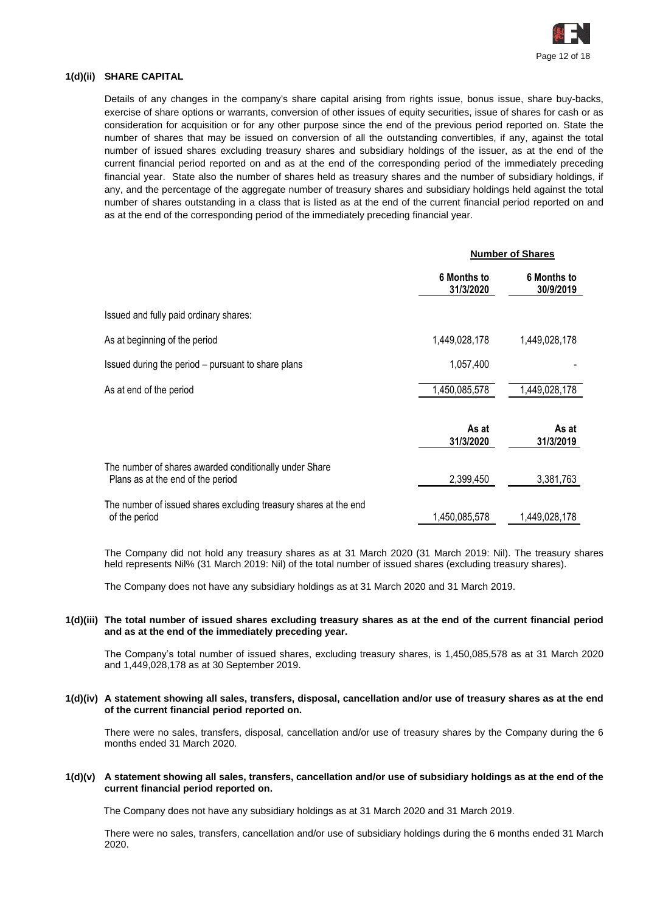### 1(d)(ii) SHARE CAPITAL

Details of any changes in the company's share capital arising from rights issue, bonus issue, share buy-backs, exercise of share options or warrants, conversion of other issues of equity securities, issue of shares for cash or as consideration for acquisition or for any other purpose since the end of the previous period reported on. State the number of shares that may be issued on conversion of all the outstanding convertibles, if any, against the total number of issued shares excluding treasury shares and subsidiary holdings of the issuer, as at the end of the current financial period reported on and as at the end of the corresponding period of the immediately preceding financial year. State also the number of shares held as treasury shares and the number of subsidiary holdings, if any, and the percentage of the aggregate number of treasury shares and subsidiary holdings held against the total number of shares outstanding in a class that is listed as at the end of the current financial period reported on and as at the end of the corresponding period of the immediately preceding financial year.

| | **Number of Shares** | |
|---|---|---|
| | **6 Months to 31/3/2020** | **6 Months to 30/9/2019** |
| Issued and fully paid ordinary shares: | | |
| As at beginning of the period | 1,449,028,178 | 1,449,028,178 |
| Issued during the period – pursuant to share plans | 1,057,400 | - |
| As at end of the period | 1,450,085,578 | 1,449,028,178 |

| | **As at 31/3/2020** | **As at 31/3/2019** |
|---|---|---|
| The number of shares awarded conditionally under Share Plans as at the end of the period | 2,399,450 | 3,381,763 |
| The number of issued shares excluding treasury shares at the end of the period | 1,450,085,578 | 1,449,028,178 |

The Company did not hold any treasury shares as at 31 March 2020 (31 March 2019: Nil). The treasury shares held represents Nil% (31 March 2019: Nil) of the total number of issued shares (excluding treasury shares).

The Company does not have any subsidiary holdings as at 31 March 2020 and 31 March 2019.

### 1(d)(iii) The total number of issued shares excluding treasury shares as at the end of the current financial period and as at the end of the immediately preceding year.

The Company's total number of issued shares, excluding treasury shares, is 1,450,085,578 as at 31 March 2020 and 1,449,028,178 as at 30 September 2019.

### 1(d)(iv) A statement showing all sales, transfers, disposal, cancellation and/or use of treasury shares as at the end of the current financial period reported on.

There were no sales, transfers, disposal, cancellation and/or use of treasury shares by the Company during the 6 months ended 31 March 2020.

### 1(d)(v) A statement showing all sales, transfers, cancellation and/or use of subsidiary holdings as at the end of the current financial period reported on.

The Company does not have any subsidiary holdings as at 31 March 2020 and 31 March 2019.

There were no sales, transfers, cancellation and/or use of subsidiary holdings during the 6 months ended 31 March 2020.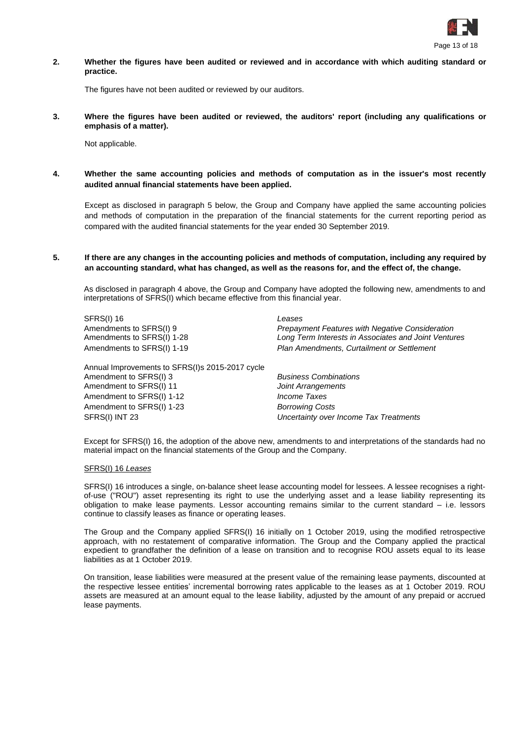**2. Whether the figures have been audited or reviewed and in accordance with which auditing standard or practice.**

The figures have not been audited or reviewed by our auditors.

**3. Where the figures have been audited or reviewed, the auditors' report (including any qualifications or emphasis of a matter).**

Not applicable.

**4. Whether the same accounting policies and methods of computation as in the issuer's most recently audited annual financial statements have been applied.**

Except as disclosed in paragraph 5 below, the Group and Company have applied the same accounting policies and methods of computation in the preparation of the financial statements for the current reporting period as compared with the audited financial statements for the year ended 30 September 2019.

**5. If there are any changes in the accounting policies and methods of computation, including any required by an accounting standard, what has changed, as well as the reasons for, and the effect of, the change.**

As disclosed in paragraph 4 above, the Group and Company have adopted the following new, amendments to and interpretations of SFRS(I) which became effective from this financial year.

| | |
|---|---|
| SFRS(I) 16 | *Leases* |
| Amendments to SFRS(I) 9 | *Prepayment Features with Negative Consideration* |
| Amendments to SFRS(I) 1-28 | *Long Term Interests in Associates and Joint Ventures* |
| Amendments to SFRS(I) 1-19 | *Plan Amendments, Curtailment or Settlement* |
| Annual Improvements to SFRS(I)s 2015-2017 cycle | |
| Amendment to SFRS(I) 3 | *Business Combinations* |
| Amendment to SFRS(I) 11 | *Joint Arrangements* |
| Amendment to SFRS(I) 1-12 | *Income Taxes* |
| Amendment to SFRS(I) 1-23 | *Borrowing Costs* |
| SFRS(I) INT 23 | *Uncertainty over Income Tax Treatments* |

Except for SFRS(I) 16, the adoption of the above new, amendments to and interpretations of the standards had no material impact on the financial statements of the Group and the Company.

SFRS(I) 16 *Leases*

SFRS(I) 16 introduces a single, on-balance sheet lease accounting model for lessees. A lessee recognises a right-of-use ("ROU") asset representing its right to use the underlying asset and a lease liability representing its obligation to make lease payments. Lessor accounting remains similar to the current standard – i.e. lessors continue to classify leases as finance or operating leases.

The Group and the Company applied SFRS(I) 16 initially on 1 October 2019, using the modified retrospective approach, with no restatement of comparative information. The Group and the Company applied the practical expedient to grandfather the definition of a lease on transition and to recognise ROU assets equal to its lease liabilities as at 1 October 2019.

On transition, lease liabilities were measured at the present value of the remaining lease payments, discounted at the respective lessee entities' incremental borrowing rates applicable to the leases as at 1 October 2019. ROU assets are measured at an amount equal to the lease liability, adjusted by the amount of any prepaid or accrued lease payments.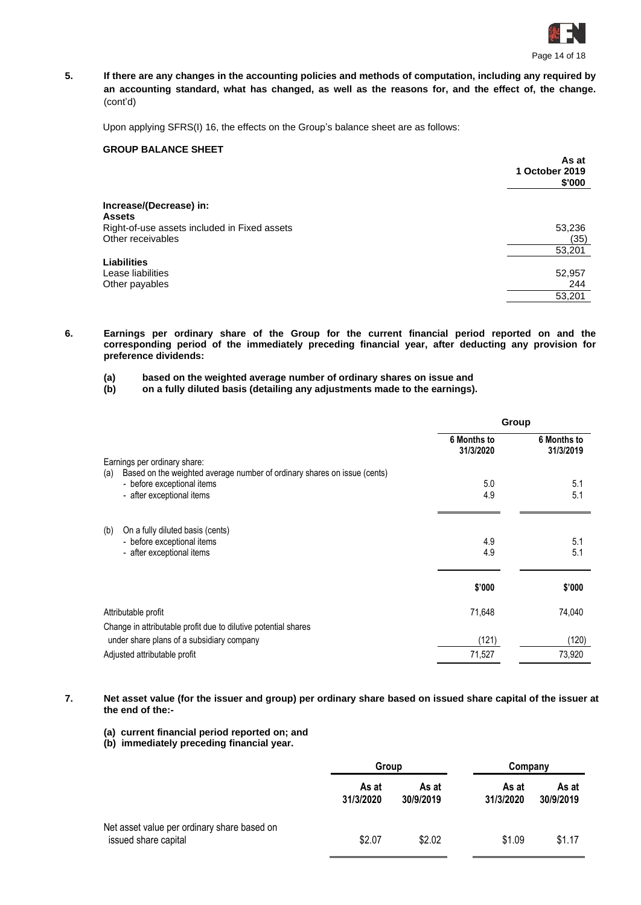**5. If there are any changes in the accounting policies and methods of computation, including any required by an accounting standard, what has changed, as well as the reasons for, and the effect of, the change.** (cont'd)

Upon applying SFRS(I) 16, the effects on the Group's balance sheet are as follows:

**GROUP BALANCE SHEET**

| | **As at 1 October 2019 \$'000** |
|---|---|
| **Increase/(Decrease) in:** | |
| **Assets** | |
| Right-of-use assets included in Fixed assets | 53,236 |
| Other receivables | (35) |
| | 53,201 |
| **Liabilities** | |
| Lease liabilities | 52,957 |
| Other payables | 244 |
| | 53,201 |

**6. Earnings per ordinary share of the Group for the current financial period reported on and the corresponding period of the immediately preceding financial year, after deducting any provision for preference dividends:**

**(a) based on the weighted average number of ordinary shares on issue and**
**(b) on a fully diluted basis (detailing any adjustments made to the earnings).**

| | **Group** | |
|---|---|---|
| | **6 Months to 31/3/2020** | **6 Months to 31/3/2019** |
| Earnings per ordinary share: | | |
| (a) Based on the weighted average number of ordinary shares on issue (cents) | | |
| - before exceptional items | 5.0 | 5.1 |
| - after exceptional items | 4.9 | 5.1 |
| (b) On a fully diluted basis (cents) | | |
| - before exceptional items | 4.9 | 5.1 |
| - after exceptional items | 4.9 | 5.1 |
| | **\$'000** | **\$'000** |
| Attributable profit | 71,648 | 74,040 |
| Change in attributable profit due to dilutive potential shares under share plans of a subsidiary company | (121) | (120) |
| Adjusted attributable profit | 71,527 | 73,920 |

**7. Net asset value (for the issuer and group) per ordinary share based on issued share capital of the issuer at the end of the:-**

**(a) current financial period reported on; and**
**(b) immediately preceding financial year.**

| | **Group** | | **Company** | |
|---|---|---|---|---|
| | **As at 31/3/2020** | **As at 30/9/2019** | **As at 31/3/2020** | **As at 30/9/2019** |
| Net asset value per ordinary share based on issued share capital | \$2.07 | \$2.02 | \$1.09 | \$1.17 |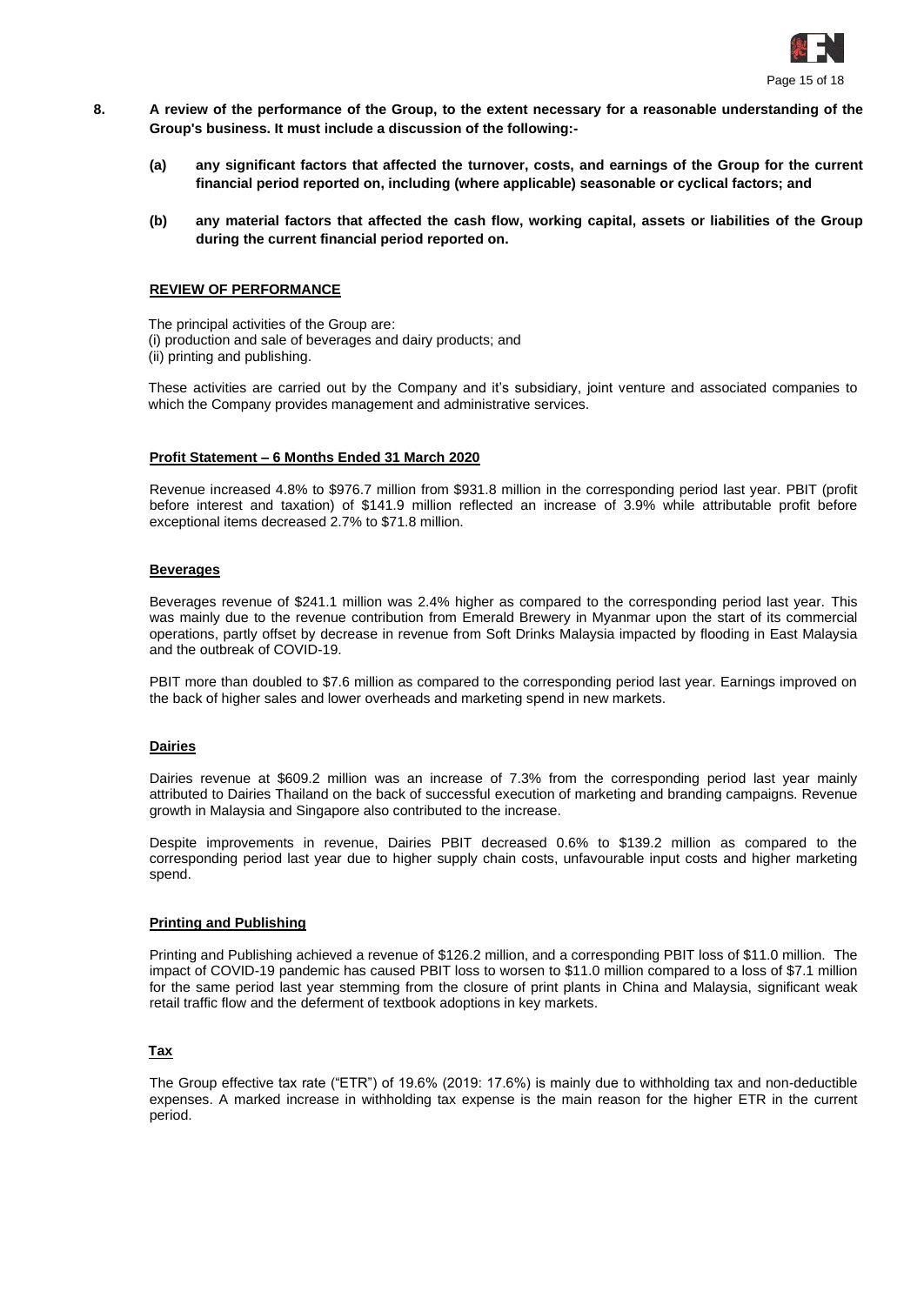**8. A review of the performance of the Group, to the extent necessary for a reasonable understanding of the Group's business. It must include a discussion of the following:-**

**(a) any significant factors that affected the turnover, costs, and earnings of the Group for the current financial period reported on, including (where applicable) seasonable or cyclical factors; and**

**(b) any material factors that affected the cash flow, working capital, assets or liabilities of the Group during the current financial period reported on.**

## REVIEW OF PERFORMANCE

The principal activities of the Group are:
(i) production and sale of beverages and dairy products; and
(ii) printing and publishing.

These activities are carried out by the Company and it's subsidiary, joint venture and associated companies to which the Company provides management and administrative services.

### Profit Statement – 6 Months Ended 31 March 2020

Revenue increased 4.8% to $976.7 million from $931.8 million in the corresponding period last year. PBIT (profit before interest and taxation) of $141.9 million reflected an increase of 3.9% while attributable profit before exceptional items decreased 2.7% to $71.8 million.

### Beverages

Beverages revenue of $241.1 million was 2.4% higher as compared to the corresponding period last year. This was mainly due to the revenue contribution from Emerald Brewery in Myanmar upon the start of its commercial operations, partly offset by decrease in revenue from Soft Drinks Malaysia impacted by flooding in East Malaysia and the outbreak of COVID-19.

PBIT more than doubled to $7.6 million as compared to the corresponding period last year. Earnings improved on the back of higher sales and lower overheads and marketing spend in new markets.

### Dairies

Dairies revenue at $609.2 million was an increase of 7.3% from the corresponding period last year mainly attributed to Dairies Thailand on the back of successful execution of marketing and branding campaigns. Revenue growth in Malaysia and Singapore also contributed to the increase.

Despite improvements in revenue, Dairies PBIT decreased 0.6% to $139.2 million as compared to the corresponding period last year due to higher supply chain costs, unfavourable input costs and higher marketing spend.

### Printing and Publishing

Printing and Publishing achieved a revenue of $126.2 million, and a corresponding PBIT loss of $11.0 million. The impact of COVID-19 pandemic has caused PBIT loss to worsen to $11.0 million compared to a loss of $7.1 million for the same period last year stemming from the closure of print plants in China and Malaysia, significant weak retail traffic flow and the deferment of textbook adoptions in key markets.

### Tax

The Group effective tax rate ("ETR") of 19.6% (2019: 17.6%) is mainly due to withholding tax and non-deductible expenses. A marked increase in withholding tax expense is the main reason for the higher ETR in the current period.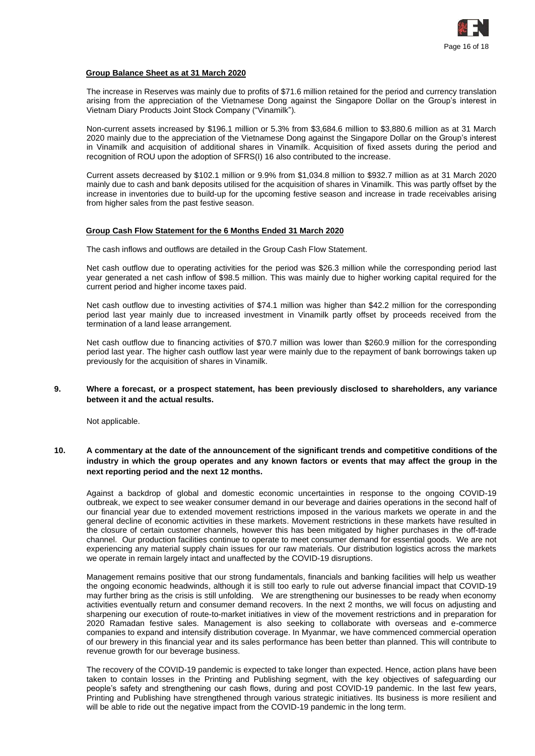**Group Balance Sheet as at 31 March 2020**

The increase in Reserves was mainly due to profits of $71.6 million retained for the period and currency translation arising from the appreciation of the Vietnamese Dong against the Singapore Dollar on the Group's interest in Vietnam Diary Products Joint Stock Company ("Vinamilk").

Non-current assets increased by $196.1 million or 5.3% from $3,684.6 million to $3,880.6 million as at 31 March 2020 mainly due to the appreciation of the Vietnamese Dong against the Singapore Dollar on the Group's interest in Vinamilk and acquisition of additional shares in Vinamilk. Acquisition of fixed assets during the period and recognition of ROU upon the adoption of SFRS(I) 16 also contributed to the increase.

Current assets decreased by $102.1 million or 9.9% from $1,034.8 million to $932.7 million as at 31 March 2020 mainly due to cash and bank deposits utilised for the acquisition of shares in Vinamilk. This was partly offset by the increase in inventories due to build-up for the upcoming festive season and increase in trade receivables arising from higher sales from the past festive season.

**Group Cash Flow Statement for the 6 Months Ended 31 March 2020**

The cash inflows and outflows are detailed in the Group Cash Flow Statement.

Net cash outflow due to operating activities for the period was $26.3 million while the corresponding period last year generated a net cash inflow of $98.5 million. This was mainly due to higher working capital required for the current period and higher income taxes paid.

Net cash outflow due to investing activities of $74.1 million was higher than $42.2 million for the corresponding period last year mainly due to increased investment in Vinamilk partly offset by proceeds received from the termination of a land lease arrangement.

Net cash outflow due to financing activities of $70.7 million was lower than $260.9 million for the corresponding period last year. The higher cash outflow last year were mainly due to the repayment of bank borrowings taken up previously for the acquisition of shares in Vinamilk.

**9. Where a forecast, or a prospect statement, has been previously disclosed to shareholders, any variance between it and the actual results.**

Not applicable.

**10. A commentary at the date of the announcement of the significant trends and competitive conditions of the industry in which the group operates and any known factors or events that may affect the group in the next reporting period and the next 12 months.**

Against a backdrop of global and domestic economic uncertainties in response to the ongoing COVID-19 outbreak, we expect to see weaker consumer demand in our beverage and dairies operations in the second half of our financial year due to extended movement restrictions imposed in the various markets we operate in and the general decline of economic activities in these markets. Movement restrictions in these markets have resulted in the closure of certain customer channels, however this has been mitigated by higher purchases in the off-trade channel. Our production facilities continue to operate to meet consumer demand for essential goods. We are not experiencing any material supply chain issues for our raw materials. Our distribution logistics across the markets we operate in remain largely intact and unaffected by the COVID-19 disruptions.

Management remains positive that our strong fundamentals, financials and banking facilities will help us weather the ongoing economic headwinds, although it is still too early to rule out adverse financial impact that COVID-19 may further bring as the crisis is still unfolding. We are strengthening our businesses to be ready when economy activities eventually return and consumer demand recovers. In the next 2 months, we will focus on adjusting and sharpening our execution of route-to-market initiatives in view of the movement restrictions and in preparation for 2020 Ramadan festive sales. Management is also seeking to collaborate with overseas and e-commerce companies to expand and intensify distribution coverage. In Myanmar, we have commenced commercial operation of our brewery in this financial year and its sales performance has been better than planned. This will contribute to revenue growth for our beverage business.

The recovery of the COVID-19 pandemic is expected to take longer than expected. Hence, action plans have been taken to contain losses in the Printing and Publishing segment, with the key objectives of safeguarding our people's safety and strengthening our cash flows, during and post COVID-19 pandemic. In the last few years, Printing and Publishing have strengthened through various strategic initiatives. Its business is more resilient and will be able to ride out the negative impact from the COVID-19 pandemic in the long term.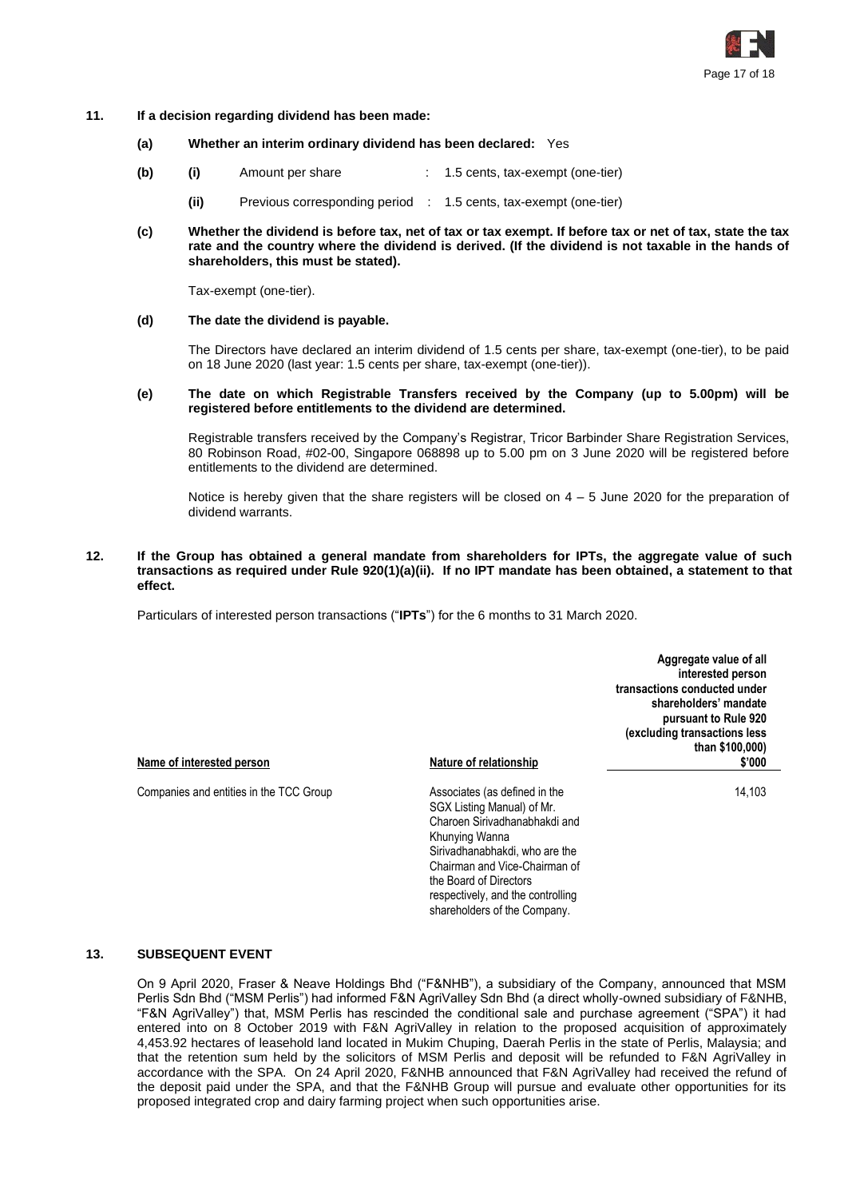## 11. If a decision regarding dividend has been made:

**(a) Whether an interim ordinary dividend has been declared:** Yes

**(b)** **(i)** Amount per share : 1.5 cents, tax-exempt (one-tier)

**(ii)** Previous corresponding period : 1.5 cents, tax-exempt (one-tier)

**(c) Whether the dividend is before tax, net of tax or tax exempt. If before tax or net of tax, state the tax rate and the country where the dividend is derived. (If the dividend is not taxable in the hands of shareholders, this must be stated).**

Tax-exempt (one-tier).

**(d) The date the dividend is payable.**

The Directors have declared an interim dividend of 1.5 cents per share, tax-exempt (one-tier), to be paid on 18 June 2020 (last year: 1.5 cents per share, tax-exempt (one-tier)).

**(e) The date on which Registrable Transfers received by the Company (up to 5.00pm) will be registered before entitlements to the dividend are determined.**

Registrable transfers received by the Company's Registrar, Tricor Barbinder Share Registration Services, 80 Robinson Road, #02-00, Singapore 068898 up to 5.00 pm on 3 June 2020 will be registered before entitlements to the dividend are determined.

Notice is hereby given that the share registers will be closed on 4 – 5 June 2020 for the preparation of dividend warrants.

## 12. If the Group has obtained a general mandate from shareholders for IPTs, the aggregate value of such transactions as required under Rule 920(1)(a)(ii). If no IPT mandate has been obtained, a statement to that effect.

Particulars of interested person transactions ("**IPTs**") for the 6 months to 31 March 2020.

| Name of interested person | Nature of relationship | Aggregate value of all interested person transactions conducted under shareholders' mandate pursuant to Rule 920 (excluding transactions less than $100,000) $'000 |
|---|---|---|
| Companies and entities in the TCC Group | Associates (as defined in the SGX Listing Manual) of Mr. Charoen Sirivadhanabhakdi and Khunying Wanna Sirivadhanabhakdi, who are the Chairman and Vice-Chairman of the Board of Directors respectively, and the controlling shareholders of the Company. | 14,103 |

## 13. SUBSEQUENT EVENT

On 9 April 2020, Fraser & Neave Holdings Bhd ("F&NHB"), a subsidiary of the Company, announced that MSM Perlis Sdn Bhd ("MSM Perlis") had informed F&N AgriValley Sdn Bhd (a direct wholly-owned subsidiary of F&NHB, "F&N AgriValley") that, MSM Perlis has rescinded the conditional sale and purchase agreement ("SPA") it had entered into on 8 October 2019 with F&N AgriValley in relation to the proposed acquisition of approximately 4,453.92 hectares of leasehold land located in Mukim Chuping, Daerah Perlis in the state of Perlis, Malaysia; and that the retention sum held by the solicitors of MSM Perlis and deposit will be refunded to F&N AgriValley in accordance with the SPA. On 24 April 2020, F&NHB announced that F&N AgriValley had received the refund of the deposit paid under the SPA, and that the F&NHB Group will pursue and evaluate other opportunities for its proposed integrated crop and dairy farming project when such opportunities arise.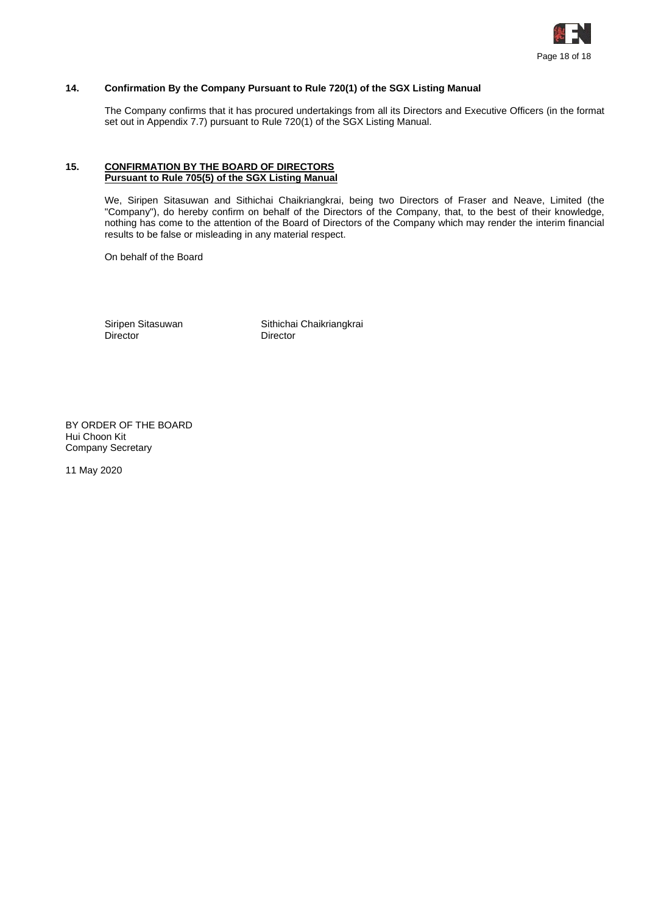**14. Confirmation By the Company Pursuant to Rule 720(1) of the SGX Listing Manual**

The Company confirms that it has procured undertakings from all its Directors and Executive Officers (in the format set out in Appendix 7.7) pursuant to Rule 720(1) of the SGX Listing Manual.

**15. CONFIRMATION BY THE BOARD OF DIRECTORS**
**Pursuant to Rule 705(5) of the SGX Listing Manual**

We, Siripen Sitasuwan and Sithichai Chaikriangkrai, being two Directors of Fraser and Neave, Limited (the "Company"), do hereby confirm on behalf of the Directors of the Company, that, to the best of their knowledge, nothing has come to the attention of the Board of Directors of the Company which may render the interim financial results to be false or misleading in any material respect.

On behalf of the Board

| | |
|---|---|
| Siripen Sitasuwan | Sithichai Chaikriangkrai |
| Director | Director |

BY ORDER OF THE BOARD
Hui Choon Kit
Company Secretary

11 May 2020